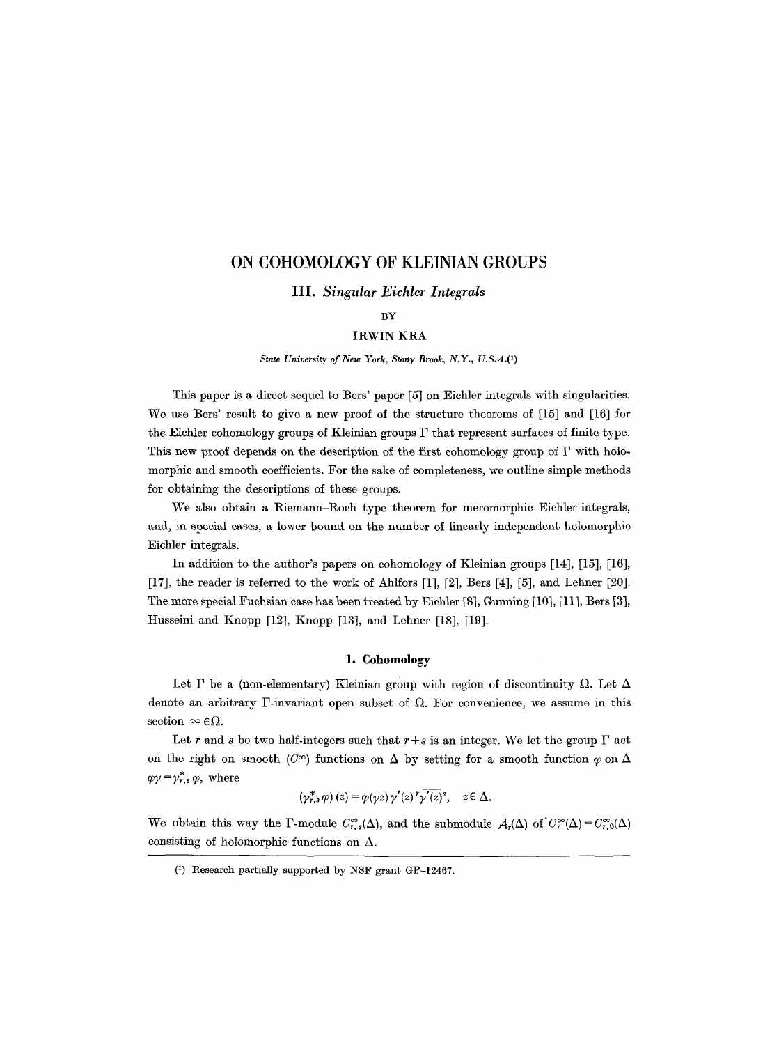# ON COHOMOLOGY OF KLEINIAN GROUPS

## III. *Singular Eichler Integrals*

BY

IRWIN KRA

*State University of New York, Stony Brook, N.Y., U.S.A.*(1)

This paper is a direct sequel to Bers' paper [5] on Eichler integrals with singularities. We use Bers' result to give a new proof of the structure theorems of [15] and [16] for the Eichler cohomology groups of Kleinian groups $\Gamma$ that represent surfaces of finite type. This new proof depends on the description of the first cohomology group of $\Gamma$ with holomorphic and smooth coefficients. For the sake of completeness, we outline simple methods for obtaining the descriptions of these groups.

We also obtain a Riemann–Roch type theorem for meromorphic Eichler integrals, and, in special cases, a lower bound on the number of linearly independent holomorphic Eichler integrals.

In addition to the author's papers on cohomology of Kleinian groups [14], [15], [16], [17], the reader is referred to the work of Ahlfors [1], [2], Bers [4], [5], and Lehner [20]. The more special Fuchsian case has been treated by Eichler [8], Gunning [10], [11], Bers [3], Husseini and Knopp [12], Knopp [13], and Lehner [18], [19].

### 1. Cohomology

Let $\Gamma$ be a (non-elementary) Kleinian group with region of discontinuity $\Omega$. Let $\Delta$ denote an arbitrary $\Gamma$-invariant open subset of $\Omega$. For convenience, we assume in this section $\infty \notin \Omega$.

Let $r$ and $s$ be two half-integers such that $r+s$ is an integer. We let the group $\Gamma$ act on the right on smooth ($C^\infty$) functions on $\Delta$ by setting for a smooth function $\varphi$ on $\Delta$ $\varphi\gamma = \gamma^*_{r,s}\varphi$, where

$$(\gamma^*_{r,s}\varphi)(z) = \varphi(\gamma z)\,\gamma'(z)^r\,\overline{\gamma'(z)}^s, \quad z \in \Delta.$$

We obtain this way the $\Gamma$-module $C^\infty_{r,s}(\Delta)$, and the submodule $\mathcal{A}_r(\Delta)$ of $C^\infty_r(\Delta) = C^\infty_{r,0}(\Delta)$ consisting of holomorphic functions on $\Delta$.

(1) Research partially supported by NSF grant GP-12467.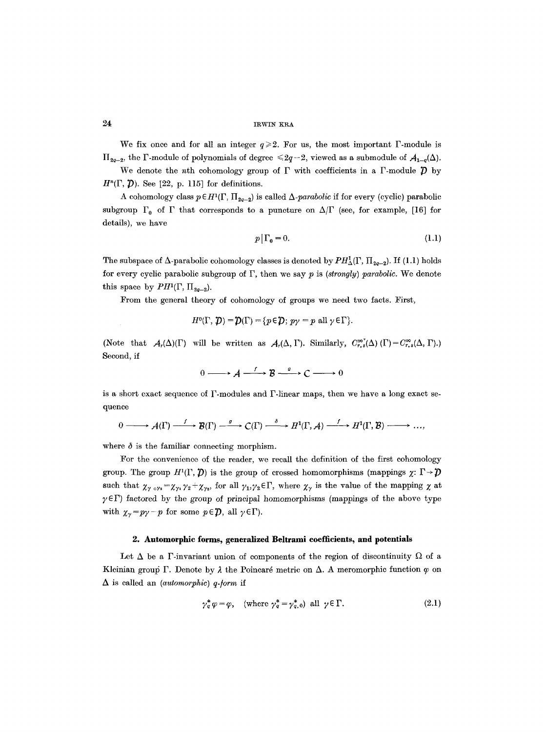We fix once and for all an integer $q \geqslant 2$. For us, the most important $\Gamma$-module is $\Pi_{2q-2}$, the $\Gamma$-module of polynomials of degree $\leqslant 2q-2$, viewed as a submodule of $\mathcal{A}_{1-q}(\Delta)$.

We denote the $n$th cohomology group of $\Gamma$ with coefficients in a $\Gamma$-module $\mathcal{D}$ by $H^n(\Gamma, \mathcal{D})$. See [22, p. 115] for definitions.

A cohomology class $p \in H^1(\Gamma, \Pi_{2q-2})$ is called $\Delta$-*parabolic* if for every (cyclic) parabolic subgroup $\Gamma_0$ of $\Gamma$ that corresponds to a puncture on $\Delta/\Gamma$ (see, for example, [16] for details), we have

$$p \,|\, \Gamma_0 = 0. \tag{1.1}$$

The subspace of $\Delta$-parabolic cohomology classes is denoted by $PH^1_\Delta(\Gamma, \Pi_{2q-2})$. If (1.1) holds for every cyclic parabolic subgroup of $\Gamma$, then we say $p$ is (*strongly*) *parabolic*. We denote this space by $PH^1(\Gamma, \Pi_{2q-2})$.

From the general theory of cohomology of groups we need two facts. First,

$$H^0(\Gamma, \mathcal{D}) = \mathcal{D}(\Gamma) = \{p \in \mathcal{D};\ p\gamma = p \text{ all } \gamma \in \Gamma\}.$$

(Note that $\mathcal{A}_r(\Delta)(\Gamma)$ will be written as $\mathcal{A}_r(\Delta, \Gamma)$. Similarly, $C^{\infty}_{r,s}(\Delta)(\Gamma) = C^{\infty}_{r,s}(\Delta, \Gamma)$.) Second, if

$$0 \longrightarrow \mathcal{A} \xrightarrow{\ f\ } \mathcal{B} \xrightarrow{\ g\ } \mathcal{C} \longrightarrow 0$$

is a short exact sequence of $\Gamma$-modules and $\Gamma$-linear maps, then we have a long exact sequence

$$0 \longrightarrow \mathcal{A}(\Gamma) \xrightarrow{\ f\ } \mathcal{B}(\Gamma) \xrightarrow{\ g\ } \mathcal{C}(\Gamma) \xrightarrow{\ \delta\ } H^1(\Gamma, \mathcal{A}) \xrightarrow{\ f\ } H^1(\Gamma, \mathcal{B}) \longrightarrow \dots,$$

where $\delta$ is the familiar connecting morphism.

For the convenience of the reader, we recall the definition of the first cohomology group. The group $H^1(\Gamma, \mathcal{D})$ is the group of crossed homomorphisms (mappings $\chi: \Gamma \to \mathcal{D}$ such that $\chi_{\gamma_1 \circ \gamma_2} = \chi_{\gamma_1}\gamma_2 + \chi_{\gamma_2}$, for all $\gamma_1, \gamma_2 \in \Gamma$, where $\chi_\gamma$ is the value of the mapping $\chi$ at $\gamma \in \Gamma$) factored by the group of principal homomorphisms (mappings of the above type with $\chi_\gamma = p\gamma - p$ for some $p \in \mathcal{D}$, all $\gamma \in \Gamma$).

## 2. Automorphic forms, generalized Beltrami coefficients, and potentials

Let $\Delta$ be a $\Gamma$-invariant union of components of the region of discontinuity $\Omega$ of a Kleinian group $\Gamma$. Denote by $\lambda$ the Poincaré metric on $\Delta$. A meromorphic function $\varphi$ on $\Delta$ is called an (*automorphic*) $q$-*form* if

$$\gamma^*_q \varphi = \varphi, \quad (\text{where } \gamma^*_q = \gamma^*_{q,0}) \text{ all } \gamma \in \Gamma. \tag{2.1}$$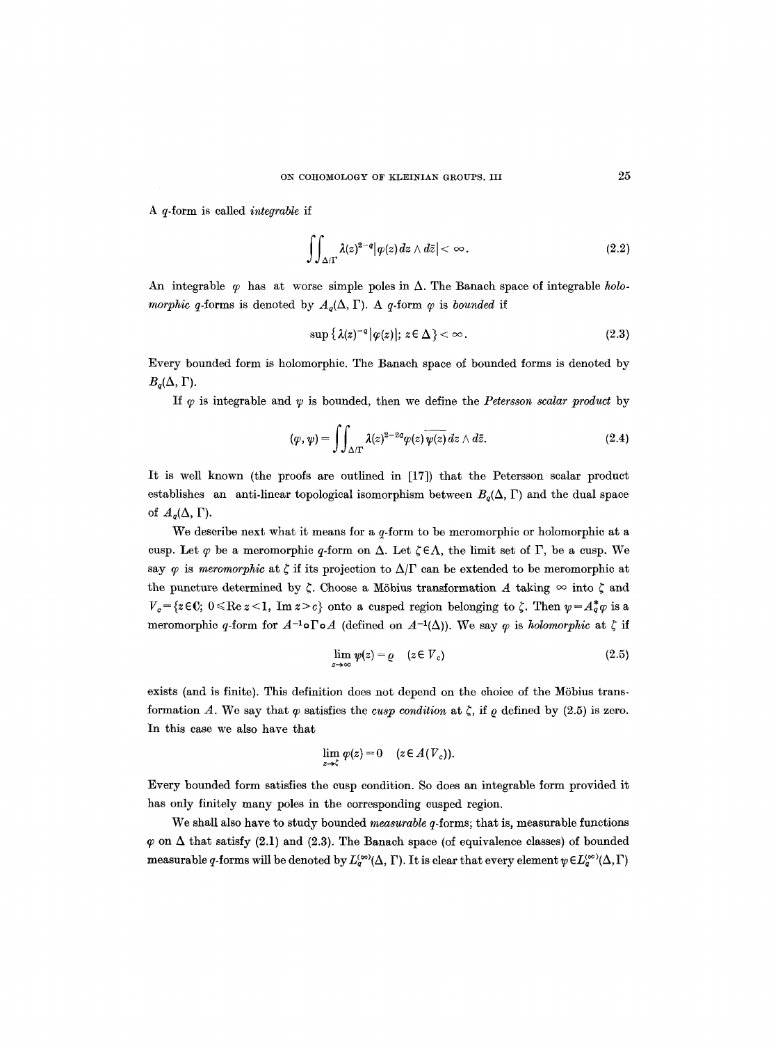A $q$-form is called *integrable* if

$$\iint_{\Delta/\Gamma} \lambda(z)^{2-q} |\varphi(z)\, dz \wedge d\bar{z}| < \infty. \tag{2.2}$$

An integrable $\varphi$ has at worse simple poles in $\Delta$. The Banach space of integrable *holomorphic* $q$-forms is denoted by $A_q(\Delta, \Gamma)$. A $q$-form $\varphi$ is *bounded* if

$$\sup \{ \lambda(z)^{-q} |\varphi(z)|;\ z \in \Delta \} < \infty. \tag{2.3}$$

Every bounded form is holomorphic. The Banach space of bounded forms is denoted by $B_q(\Delta, \Gamma)$.

If $\varphi$ is integrable and $\psi$ is bounded, then we define the *Petersson scalar product* by

$$(\varphi, \psi) = \iint_{\Delta/\Gamma} \lambda(z)^{2-2q} \varphi(z) \overline{\psi(z)}\, dz \wedge d\bar{z}. \tag{2.4}$$

It is well known (the proofs are outlined in [17]) that the Petersson scalar product establishes an anti-linear topological isomorphism between $B_q(\Delta, \Gamma)$ and the dual space of $A_q(\Delta, \Gamma)$.

We describe next what it means for a $q$-form to be meromorphic or holomorphic at a cusp. Let $\varphi$ be a meromorphic $q$-form on $\Delta$. Let $\zeta \in \Lambda$, the limit set of $\Gamma$, be a cusp. We say $\varphi$ is *meromorphic* at $\zeta$ if its projection to $\Delta/\Gamma$ can be extended to be meromorphic at the puncture determined by $\zeta$. Choose a Möbius transformation $A$ taking $\infty$ into $\zeta$ and $V_c = \{z \in \mathbf{C};\ 0 \leqslant \operatorname{Re} z < 1,\ \operatorname{Im} z > c\}$ onto a cusped region belonging to $\zeta$. Then $\psi = A_q^* \varphi$ is a meromorphic $q$-form for $A^{-1} \circ \Gamma \circ A$ (defined on $A^{-1}(\Delta)$). We say $\varphi$ is *holomorphic* at $\zeta$ if

$$\lim_{z \to \infty} \psi(z) = \varrho \quad (z \in V_c) \tag{2.5}$$

exists (and is finite). This definition does not depend on the choice of the Möbius transformation $A$. We say that $\varphi$ satisfies the *cusp condition* at $\zeta$, if $\varrho$ defined by (2.5) is zero. In this case we also have that

$$\lim_{z \to \zeta} \varphi(z) = 0 \quad (z \in A(V_c)).$$

Every bounded form satisfies the cusp condition. So does an integrable form provided it has only finitely many poles in the corresponding cusped region.

We shall also have to study bounded *measurable* $q$-forms; that is, measurable functions $\varphi$ on $\Delta$ that satisfy (2.1) and (2.3). The Banach space (of equivalence classes) of bounded measurable $q$-forms will be denoted by $L_q^{(\infty)}(\Delta, \Gamma)$. It is clear that every element $\psi \in L_q^{(\infty)}(\Delta, \Gamma)$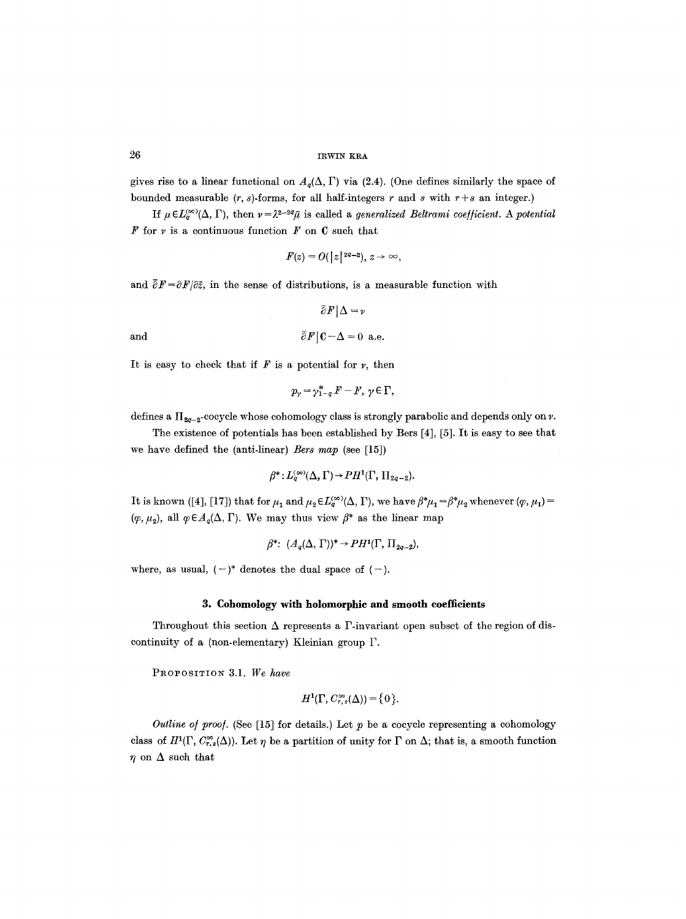gives rise to a linear functional on $A_q(\Delta, \Gamma)$ via (2.4). (One defines similarly the space of bounded measurable $(r, s)$-forms, for all half-integers $r$ and $s$ with $r+s$ an integer.)

If $\mu \in L_q^{(\infty)}(\Delta, \Gamma)$, then $\nu = \lambda^{2-2q}\bar{\mu}$ is called a *generalized Beltrami coefficient*. A *potential* $F$ for $\nu$ is a continuous function $F$ on $\mathbf{C}$ such that

$$F(z) = O(|z|^{2q-2}),\ z \to \infty,$$

and $\bar{\partial} F = \partial F/\partial \bar{z}$, in the sense of distributions, is a measurable function with

$$\bar{\partial} F \,|\, \Delta = \nu$$

and

$$\bar{\partial} F \,|\, \mathbf{C} - \Delta = 0 \text{ a.e.}$$

It is easy to check that if $F$ is a potential for $\nu$, then

$$p_\gamma = \gamma_{1-q}^* F - F,\ \gamma \in \Gamma,$$

defines a $\Pi_{2q-2}$-cocycle whose cohomology class is strongly parabolic and depends only on $\nu$.

The existence of potentials has been established by Bers [4], [5]. It is easy to see that we have defined the (anti-linear) *Bers map* (see [15])

$$\beta^* : L_q^{(\infty)}(\Delta, \Gamma) \to PH^1(\Gamma, \Pi_{2q-2}).$$

It is known ([4], [17]) that for $\mu_1$ and $\mu_2 \in L_q^{(\infty)}(\Delta, \Gamma)$, we have $\beta^*\mu_1 = \beta^*\mu_2$ whenever $(\varphi, \mu_1) = (\varphi, \mu_2)$, all $\varphi \in A_q(\Delta, \Gamma)$. We may thus view $\beta^*$ as the linear map

$$\beta^* :\ (A_q(\Delta, \Gamma))^* \to PH^1(\Gamma, \Pi_{2q-2}),$$

where, as usual, $(-)^*$ denotes the dual space of $(-)$.

## 3. Cohomology with holomorphic and smooth coefficients

Throughout this section $\Delta$ represents a $\Gamma$-invariant open subset of the region of discontinuity of a (non-elementary) Kleinian group $\Gamma$.

PROPOSITION 3.1. *We have*

$$H^1(\Gamma, C_{r,s}^\infty(\Delta)) = \{0\}.$$

*Outline of proof.* (See [15] for details.) Let $p$ be a cocycle representing a cohomology class of $H^1(\Gamma, C_{r,s}^\infty(\Delta))$. Let $\eta$ be a partition of unity for $\Gamma$ on $\Delta$; that is, a smooth function $\eta$ on $\Delta$ such that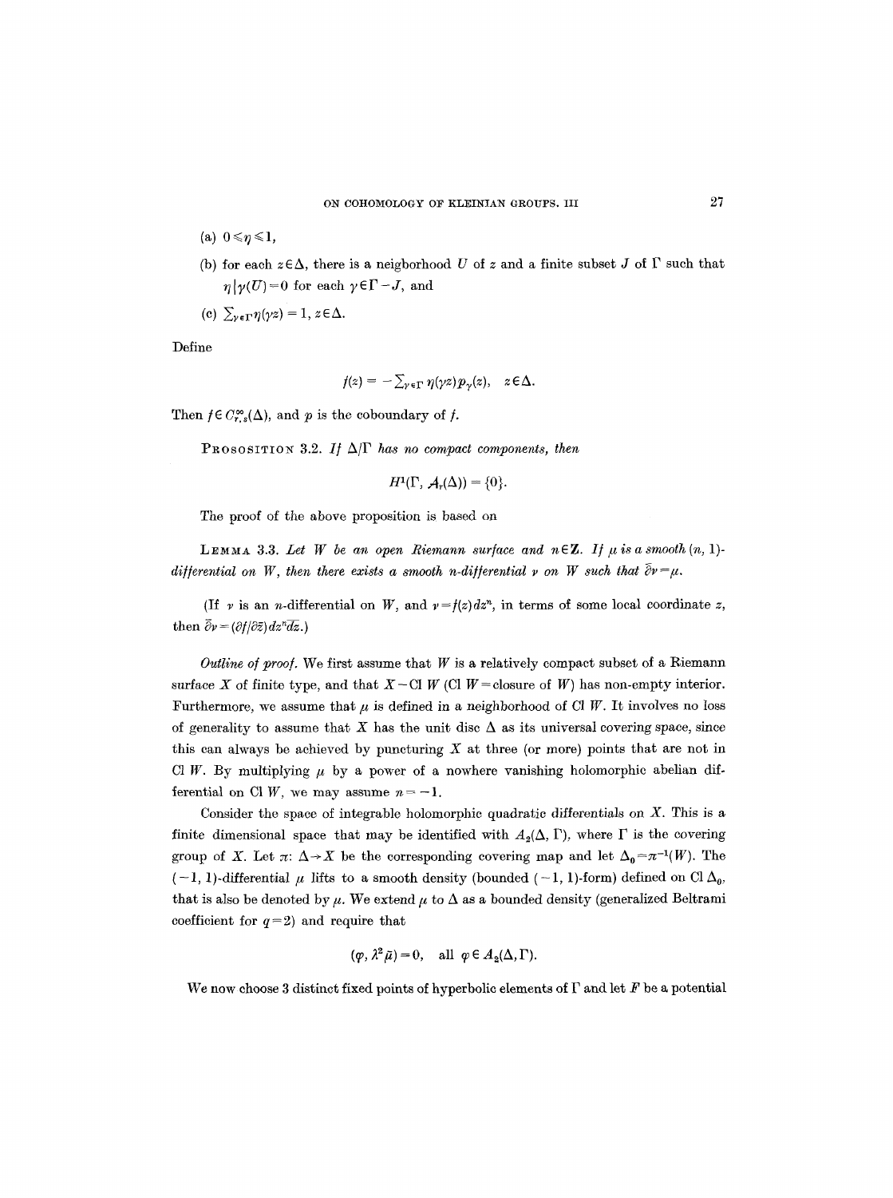(a) $0 \leqslant \eta \leqslant 1$,

(b) for each $z \in \Delta$, there is a neigborhood $U$ of $z$ and a finite subset $J$ of $\Gamma$ such that $\eta | \gamma(U) = 0$ for each $\gamma \in \Gamma - J$, and

(c) $\sum_{\gamma \in \Gamma} \eta(\gamma z) = 1$, $z \in \Delta$.

Define

$$f(z) = -\sum_{\gamma \in \Gamma} \eta(\gamma z) p_\gamma(z), \quad z \in \Delta.$$

Then $f \in C^\infty_{r,s}(\Delta)$, and $p$ is the coboundary of $f$.

PROSOSITION 3.2. *If $\Delta/\Gamma$ has no compact components, then*

$$H^1(\Gamma, \mathcal{A}_r(\Delta)) = \{0\}.$$

The proof of the above proposition is based on

LEMMA 3.3. *Let $W$ be an open Riemann surface and $n \in \mathbf{Z}$. If $\mu$ is a smooth $(n, 1)$-differential on $W$, then there exists a smooth $n$-differential $\nu$ on $W$ such that $\bar{\partial}\nu = \mu$.*

(If $\nu$ is an $n$-differential on $W$, and $\nu = f(z)dz^n$, in terms of some local coordinate $z$, then $\bar{\partial}\nu = (\partial f / \partial \bar{z}) dz^n \overline{dz}$.)

*Outline of proof.* We first assume that $W$ is a relatively compact subset of a Riemann surface $X$ of finite type, and that $X - \mathrm{Cl}\, W$ ($\mathrm{Cl}\, W$ = closure of $W$) has non-empty interior. Furthermore, we assume that $\mu$ is defined in a neighborhood of $\mathrm{Cl}\, W$. It involves no loss of generality to assume that $X$ has the unit disc $\Delta$ as its universal covering space, since this can always be achieved by puncturing $X$ at three (or more) points that are not in $\mathrm{Cl}\, W$. By multiplying $\mu$ by a power of a nowhere vanishing holomorphic abelian differential on $\mathrm{Cl}\, W$, we may assume $n = -1$.

Consider the space of integrable holomorphic quadratic differentials on $X$. This is a finite dimensional space that may be identified with $A_2(\Delta, \Gamma)$, where $\Gamma$ is the covering group of $X$. Let $\pi: \Delta \to X$ be the corresponding covering map and let $\Delta_0 = \pi^{-1}(W)$. The $(-1, 1)$-differential $\mu$ lifts to a smooth density (bounded $(-1, 1)$-form) defined on $\mathrm{Cl}\, \Delta_0$, that is also be denoted by $\mu$. We extend $\mu$ to $\Delta$ as a bounded density (generalized Beltrami coefficient for $q = 2$) and require that

$$(\varphi, \lambda^2 \bar{\mu}) = 0, \quad \text{all } \varphi \in A_2(\Delta, \Gamma).$$

We now choose 3 distinct fixed points of hyperbolic elements of $\Gamma$ and let $F$ be a potential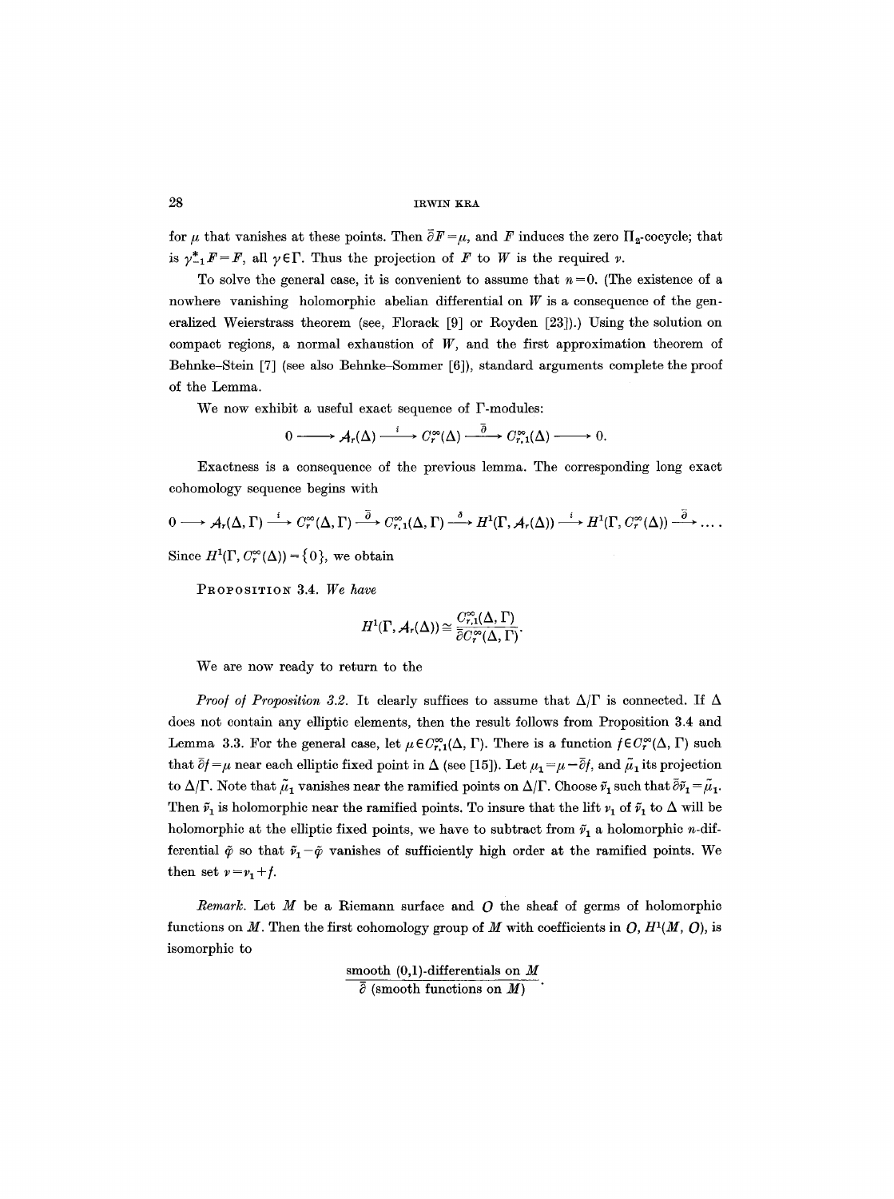for $\mu$ that vanishes at these points. Then $\bar{\partial}F=\mu$, and $F$ induces the zero $\Pi_2$-cocycle; that is $\gamma_{-1}^* F = F$, all $\gamma\in\Gamma$. Thus the projection of $F$ to $W$ is the required $\nu$.

To solve the general case, it is convenient to assume that $n=0$. (The existence of a nowhere vanishing holomorphic abelian differential on $W$ is a consequence of the generalized Weierstrass theorem (see, Florack [9] or Royden [23]).) Using the solution on compact regions, a normal exhaustion of $W$, and the first approximation theorem of Behnke–Stein [7] (see also Behnke–Sommer [6]), standard arguments complete the proof of the Lemma.

We now exhibit a useful exact sequence of $\Gamma$-modules:

$$0 \longrightarrow \mathcal{A}_r(\Delta) \xrightarrow{\;i\;} C_r^\infty(\Delta) \xrightarrow{\;\bar{\partial}\;} C_{r,1}^\infty(\Delta) \longrightarrow 0.$$

Exactness is a consequence of the previous lemma. The corresponding long exact cohomology sequence begins with

$$0 \longrightarrow \mathcal{A}_r(\Delta,\Gamma) \xrightarrow{\;i\;} C_r^\infty(\Delta,\Gamma) \xrightarrow{\;\bar{\partial}\;} C_{r,1}^\infty(\Delta,\Gamma) \xrightarrow{\;\delta\;} H^1(\Gamma,\mathcal{A}_r(\Delta)) \xrightarrow{\;i\;} H^1(\Gamma, C_r^\infty(\Delta)) \xrightarrow{\;\bar{\partial}\;} \dots .$$

Since $H^1(\Gamma, C_r^\infty(\Delta)) = \{0\}$, we obtain

PROPOSITION 3.4. *We have*

$$H^1(\Gamma,\mathcal{A}_r(\Delta)) \cong \frac{C_{r,1}^\infty(\Delta,\Gamma)}{\bar{\partial}C_r^\infty(\Delta,\Gamma)}.$$

We are now ready to return to the

*Proof of Proposition 3.2.* It clearly suffices to assume that $\Delta/\Gamma$ is connected. If $\Delta$ does not contain any elliptic elements, then the result follows from Proposition 3.4 and Lemma 3.3. For the general case, let $\mu\in C_{r,1}^\infty(\Delta,\Gamma)$. There is a function $f\in C_r^\infty(\Delta,\Gamma)$ such that $\bar{\partial}f=\mu$ near each elliptic fixed point in $\Delta$ (see [15]). Let $\mu_1=\mu-\bar{\partial}f$, and $\tilde{\mu}_1$ its projection to $\Delta/\Gamma$. Note that $\tilde{\mu}_1$ vanishes near the ramified points on $\Delta/\Gamma$. Choose $\tilde{\nu}_1$ such that $\bar{\partial}\tilde{\nu}_1=\tilde{\mu}_1$. Then $\tilde{\nu}_1$ is holomorphic near the ramified points. To insure that the lift $\nu_1$ of $\tilde{\nu}_1$ to $\Delta$ will be holomorphic at the elliptic fixed points, we have to subtract from $\tilde{\nu}_1$ a holomorphic $n$-differential $\tilde{\varphi}$ so that $\tilde{\nu}_1-\tilde{\varphi}$ vanishes of sufficiently high order at the ramified points. We then set $\nu=\nu_1+f$.

*Remark.* Let $M$ be a Riemann surface and $O$ the sheaf of germs of holomorphic functions on $M$. Then the first cohomology group of $M$ with coefficients in $O$, $H^1(M, O)$, is isomorphic to

$$\frac{\text{smooth (0,1)-differentials on } M}{\bar{\partial}\ (\text{smooth functions on } M)}.$$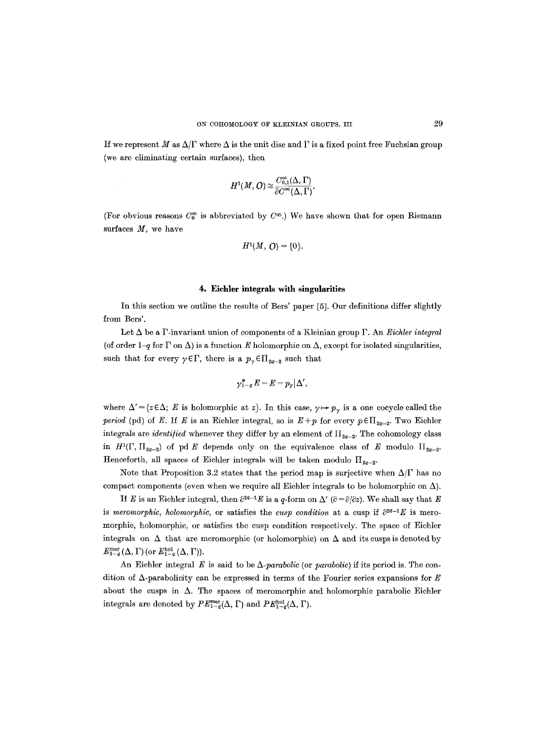If we represent $M$ as $\Delta/\Gamma$ where $\Delta$ is the unit disc and $\Gamma$ is a fixed point free Fuchsian group (we are eliminating certain surfaces), then

$$H^1(M, O) \cong \frac{C^\infty_{0,1}(\Delta, \Gamma)}{\bar{\partial} C^\infty(\Delta, \Gamma)}.$$

(For obvious reasons $C^\infty_0$ is abbreviated by $C^\infty$.) We have shown that for open Riemann surfaces $M$, we have

$$H^1(M, O) = \{0\}.$$

## 4. Eichler integrals with singularities

In this section we outline the results of Bers' paper [5]. Our definitions differ slightly from Bers'.

Let $\Delta$ be a $\Gamma$-invariant union of components of a Kleinian group $\Gamma$. An *Eichler integral* (of order $1-q$ for $\Gamma$ on $\Delta$) is a function $E$ holomorphic on $\Delta$, except for isolated singularities, such that for every $\gamma \in \Gamma$, there is a $p_\gamma \in \Pi_{2q-2}$ such that

$$\gamma^*_{1-q} E - E = p_\gamma | \Delta',$$

where $\Delta' = \{z \in \Delta;\ E \text{ is holomorphic at } z\}$. In this case, $\gamma \mapsto p_\gamma$ is a one cocycle called the *period* (pd) of $E$. If $E$ is an Eichler integral, so is $E + p$ for every $p \in \Pi_{2q-2}$. Two Eichler integrals are *identified* whenever they differ by an element of $\Pi_{2q-2}$. The cohomology class in $H^1(\Gamma, \Pi_{2q-2})$ of pd $E$ depends only on the equivalence class of $E$ modulo $\Pi_{2q-2}$. Henceforth, all spaces of Eichler integrals will be taken modulo $\Pi_{2q-2}$.

Note that Proposition 3.2 states that the period map is surjective when $\Delta/\Gamma$ has no compact components (even when we require all Eichler integrals to be holomorphic on $\Delta$).

If $E$ is an Eichler integral, then $\partial^{2q-1} E$ is a $q$-form on $\Delta'$ ($\partial = \partial/\partial z$). We shall say that $E$ is *meromorphic, holomorphic,* or satisfies the *cusp condition* at a cusp if $\partial^{2q-1} E$ is meromorphic, holomorphic, or satisfies the cusp condition respectively. The space of Eichler integrals on $\Delta$ that are meromorphic (or holomorphic) on $\Delta$ and its cusps is denoted by $E^{\text{mer}}_{1-q}(\Delta, \Gamma)$ (or $E^{\text{hol}}_{1-q}(\Delta, \Gamma)$).

An Eichler integral $E$ is said to be $\Delta$-*parabolic* (or *parabolic*) if its period is. The condition of $\Delta$-parabolicity can be expressed in terms of the Fourier series expansions for $E$ about the cusps in $\Delta$. The spaces of meromorphic and holomorphic parabolic Eichler integrals are denoted by $PE^{\text{mer}}_{1-q}(\Delta, \Gamma)$ and $PE^{\text{hol}}_{1-q}(\Delta, \Gamma)$.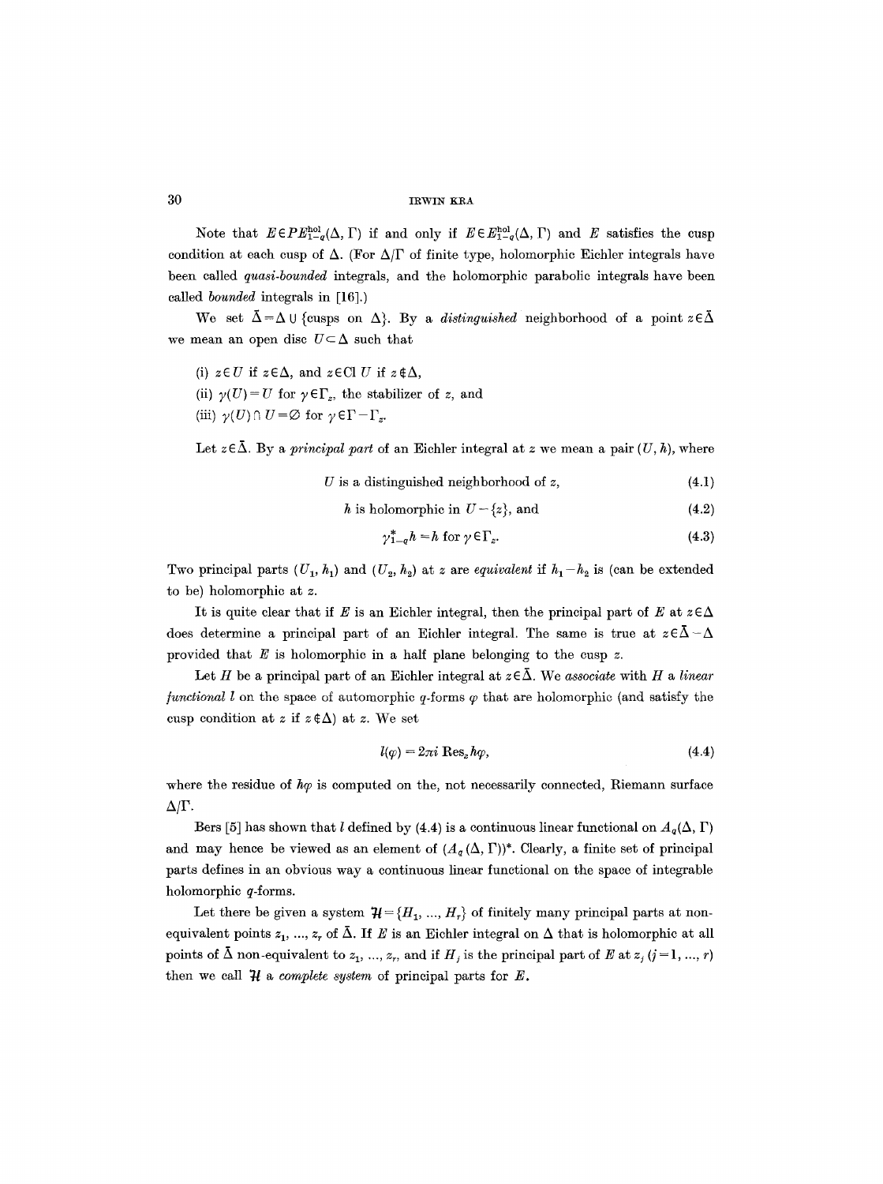Note that $E \in PE_{1-q}^{\mathrm{hol}}(\Delta, \Gamma)$ if and only if $E \in E_{1-q}^{\mathrm{hol}}(\Delta, \Gamma)$ and $E$ satisfies the cusp condition at each cusp of $\Delta$. (For $\Delta/\Gamma$ of finite type, holomorphic Eichler integrals have been called *quasi-bounded* integrals, and the holomorphic parabolic integrals have been called *bounded* integrals in [16].)

We set $\tilde{\Delta} = \Delta \cup \{\text{cusps on } \Delta\}$. By a *distinguished* neighborhood of a point $z \in \tilde{\Delta}$ we mean an open disc $U \subset \Delta$ such that

(i) $z \in U$ if $z \in \Delta$, and $z \in \mathrm{Cl}\, U$ if $z \notin \Delta$,

(ii) $\gamma(U) = U$ for $\gamma \in \Gamma_z$, the stabilizer of $z$, and

(iii) $\gamma(U) \cap U = \varnothing$ for $\gamma \in \Gamma - \Gamma_z$.

Let $z \in \tilde{\Delta}$. By a *principal part* of an Eichler integral at $z$ we mean a pair $(U, h)$, where

$$U \text{ is a distinguished neighborhood of } z, \tag{4.1}$$

$$h \text{ is holomorphic in } U - \{z\}, \text{ and} \tag{4.2}$$

$$\gamma_{1-q}^* h = h \text{ for } \gamma \in \Gamma_z. \tag{4.3}$$

Two principal parts $(U_1, h_1)$ and $(U_2, h_2)$ at $z$ are *equivalent* if $h_1 - h_2$ is (can be extended to be) holomorphic at $z$.

It is quite clear that if $E$ is an Eichler integral, then the principal part of $E$ at $z \in \Delta$ does determine a principal part of an Eichler integral. The same is true at $z \in \tilde{\Delta} - \Delta$ provided that $E$ is holomorphic in a half plane belonging to the cusp $z$.

Let $H$ be a principal part of an Eichler integral at $z \in \tilde{\Delta}$. We *associate* with $H$ a *linear functional* $l$ on the space of automorphic $q$-forms $\varphi$ that are holomorphic (and satisfy the cusp condition at $z$ if $z \notin \Delta$) at $z$. We set

$$l(\varphi) = 2\pi i \,\mathrm{Res}_z h\varphi, \tag{4.4}$$

where the residue of $h\varphi$ is computed on the, not necessarily connected, Riemann surface $\Delta/\Gamma$.

Bers [5] has shown that $l$ defined by (4.4) is a continuous linear functional on $A_q(\Delta, \Gamma)$ and may hence be viewed as an element of $(A_q(\Delta, \Gamma))^*$. Clearly, a finite set of principal parts defines in an obvious way a continuous linear functional on the space of integrable holomorphic $q$-forms.

Let there be given a system $\mathcal{H} = \{H_1, \ldots, H_r\}$ of finitely many principal parts at non-equivalent points $z_1, \ldots, z_r$ of $\tilde{\Delta}$. If $E$ is an Eichler integral on $\Delta$ that is holomorphic at all points of $\tilde{\Delta}$ non-equivalent to $z_1, \ldots, z_r$, and if $H_j$ is the principal part of $E$ at $z_j$ $(j = 1, \ldots, r)$ then we call $\mathcal{H}$ a *complete system* of principal parts for $E$.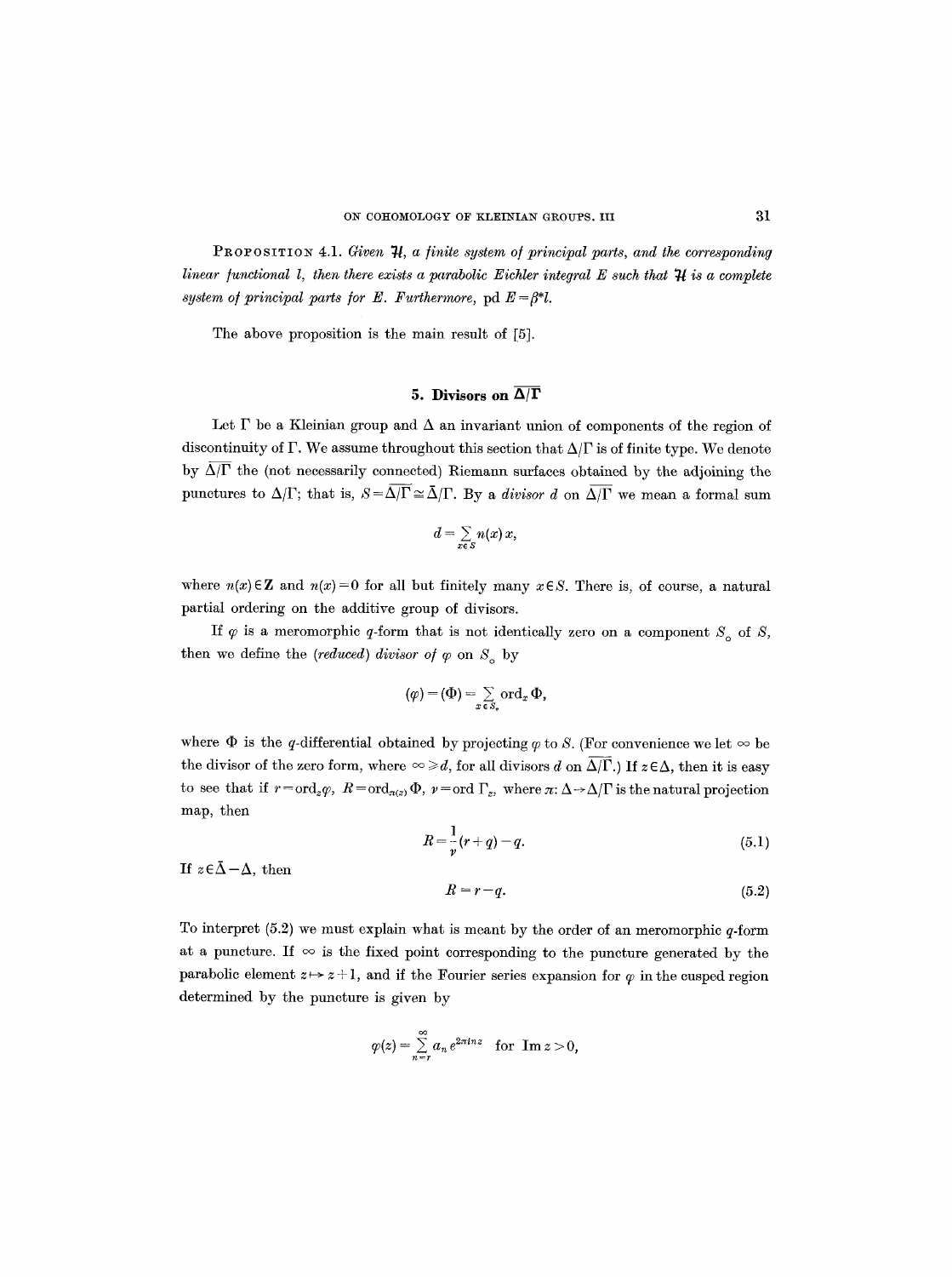**PROPOSITION 4.1.** *Given $\mathcal{H}$, a finite system of principal parts, and the corresponding linear functional $l$, then there exists a parabolic Eichler integral $E$ such that $\mathcal{H}$ is a complete system of principal parts for $E$. Furthermore,* $\operatorname{pd} E = \beta^* l$.

The above proposition is the main result of [5].

## 5. Divisors on $\overline{\Delta/\Gamma}$

Let $\Gamma$ be a Kleinian group and $\Delta$ an invariant union of components of the region of discontinuity of $\Gamma$. We assume throughout this section that $\Delta/\Gamma$ is of finite type. We denote by $\overline{\Delta/\Gamma}$ the (not necessarily connected) Riemann surfaces obtained by the adjoining the punctures to $\Delta/\Gamma$; that is, $S = \overline{\Delta/\Gamma} \cong \bar{\Delta}/\Gamma$. By a *divisor* $d$ on $\overline{\Delta/\Gamma}$ we mean a formal sum

$$d = \sum_{x \in S} n(x)\, x,$$

where $n(x) \in \mathbf{Z}$ and $n(x) = 0$ for all but finitely many $x \in S$. There is, of course, a natural partial ordering on the additive group of divisors.

If $\varphi$ is a meromorphic $q$-form that is not identically zero on a component $S_0$ of $S$, then we define the *(reduced) divisor of* $\varphi$ on $S_0$ by

$$(\varphi) = (\Phi) = \sum_{x \in S_0} \operatorname{ord}_x \Phi,$$

where $\Phi$ is the $q$-differential obtained by projecting $\varphi$ to $S$. (For convenience we let $\infty$ be the divisor of the zero form, where $\infty \geqslant d$, for all divisors $d$ on $\overline{\Delta/\Gamma}$.) If $z \in \Delta$, then it is easy to see that if $r = \operatorname{ord}_z \varphi$, $R = \operatorname{ord}_{\pi(z)} \Phi$, $\nu = \operatorname{ord} \Gamma_z$, where $\pi: \Delta \to \Delta/\Gamma$ is the natural projection map, then

$$R = \frac{1}{\nu}(r + q) - q. \tag{5.1}$$

If $z \in \bar{\Delta} - \Delta$, then

$$R = r - q. \tag{5.2}$$

To interpret (5.2) we must explain what is meant by the order of an meromorphic $q$-form at a puncture. If $\infty$ is the fixed point corresponding to the puncture generated by the parabolic element $z \mapsto z + 1$, and if the Fourier series expansion for $\varphi$ in the cusped region determined by the puncture is given by

$$\varphi(z) = \sum_{n=r}^{\infty} a_n e^{2\pi i n z} \quad \text{for } \operatorname{Im} z > 0,$$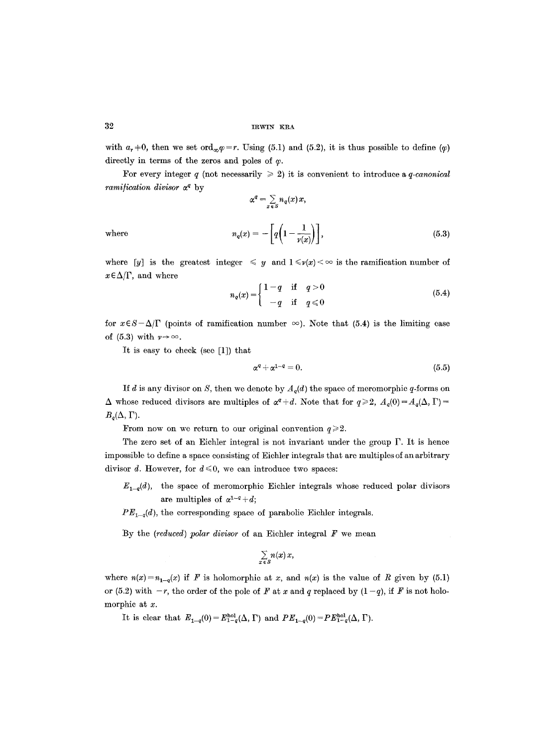with $a_r \neq 0$, then we set $\operatorname{ord}_\infty \varphi = r$. Using (5.1) and (5.2), it is thus possible to define $(\varphi)$ directly in terms of the zeros and poles of $\varphi$.

For every integer $q$ (not necessarily $\geqslant 2$) it is convenient to introduce a *q-canonical ramification divisor* $\alpha^q$ by

$$\alpha^q = \sum_{x \in S} n_q(x) x,$$

where

$$n_q(x) = -\left[q\left(1 - \frac{1}{\nu(x)}\right)\right], \tag{5.3}$$

where $[y]$ is the greatest integer $\leqslant y$ and $1 \leqslant \nu(x) < \infty$ is the ramification number of $x \in \Delta/\Gamma$, and where

$$n_q(x) = \begin{cases} 1-q & \text{if} \quad q > 0 \\ -q & \text{if} \quad q \leqslant 0 \end{cases} \tag{5.4}$$

for $x \in S - \Delta/\Gamma$ (points of ramification number $\infty$). Note that (5.4) is the limiting case of (5.3) with $\nu \to \infty$.

It is easy to check (see [1]) that

$$\alpha^q + \alpha^{1-q} = 0. \tag{5.5}$$

If $d$ is any divisor on $S$, then we denote by $A_q(d)$ the space of meromorphic $q$-forms on $\Delta$ whose reduced divisors are multiples of $\alpha^q + d$. Note that for $q \geqslant 2$, $A_q(0) = A_q(\Delta, \Gamma) = B_q(\Delta, \Gamma)$.

From now on we return to our original convention $q \geqslant 2$.

The zero set of an Eichler integral is not invariant under the group $\Gamma$. It is hence impossible to define a space consisting of Eichler integrals that are multiples of an arbitrary divisor $d$. However, for $d \leqslant 0$, we can introduce two spaces:

$E_{1-q}(d)$, the space of meromorphic Eichler integrals whose reduced polar divisors are multiples of $\alpha^{1-q} + d$;

$PE_{1-q}(d)$, the corresponding space of parabolic Eichler integrals.

By the *(reduced) polar divisor* of an Eichler integral $F$ we mean

$$\sum_{x \in S} n(x) x,$$

where $n(x) = n_{1-q}(x)$ if $F$ is holomorphic at $x$, and $n(x)$ is the value of $R$ given by (5.1) or (5.2) with $-r$, the order of the pole of $F$ at $x$ and $q$ replaced by $(1-q)$, if $F$ is not holomorphic at $x$.

It is clear that $E_{1-q}(0) = E_{1-q}^{\text{hol}}(\Delta, \Gamma)$ and $PE_{1-q}(0) = PE_{1-q}^{\text{hol}}(\Delta, \Gamma)$.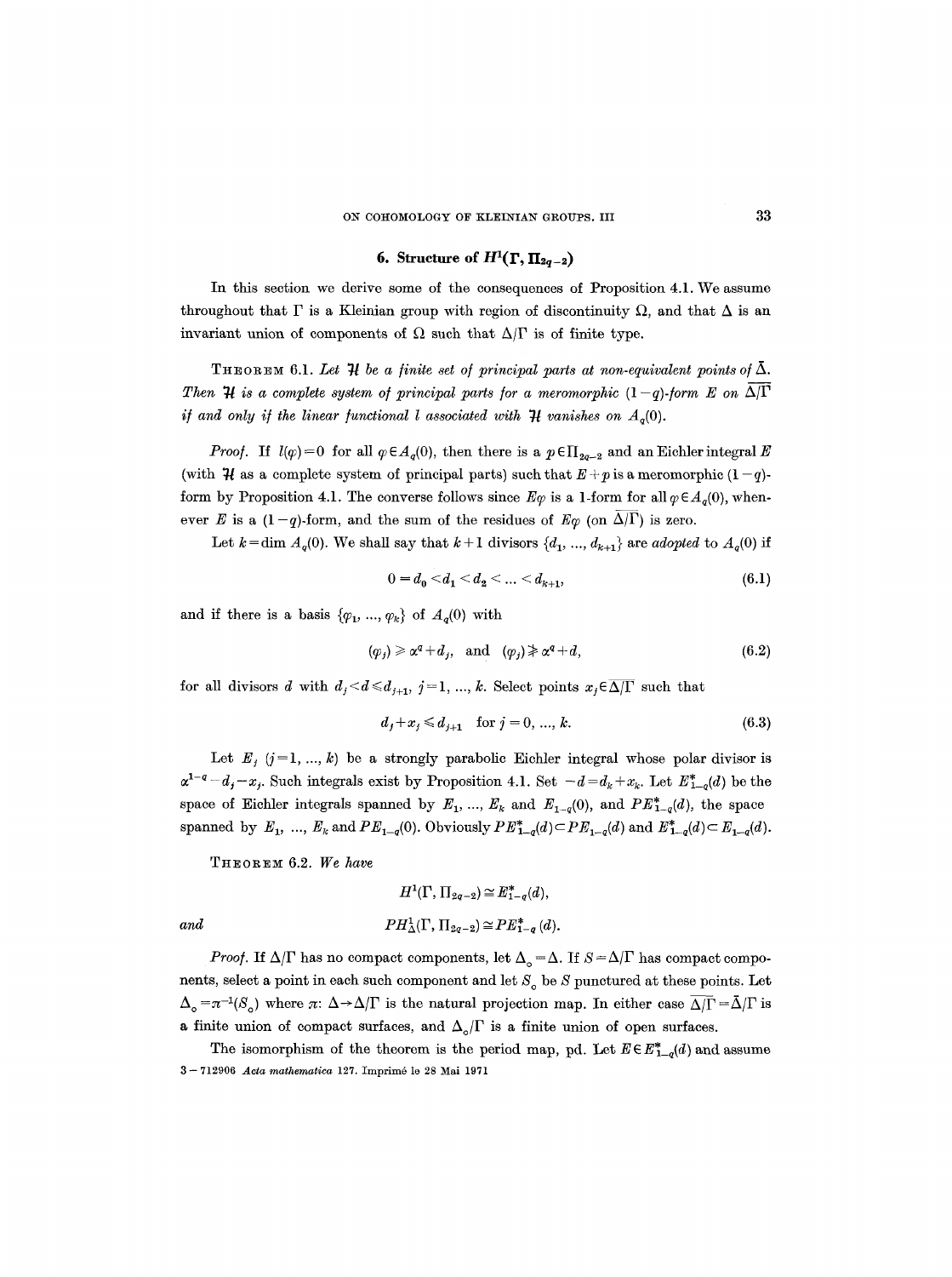## 6. Structure of $H^1(\Gamma, \Pi_{2q-2})$

In this section we derive some of the consequences of Proposition 4.1. We assume throughout that $\Gamma$ is a Kleinian group with region of discontinuity $\Omega$, and that $\Delta$ is an invariant union of components of $\Omega$ such that $\Delta/\Gamma$ is of finite type.

THEOREM 6.1. *Let $\mathcal{H}$ be a finite set of principal parts at non-equivalent points of $\bar{\Delta}$. Then $\mathcal{H}$ is a complete system of principal parts for a meromorphic $(1-q)$-form $E$ on $\overline{\Delta/\Gamma}$ if and only if the linear functional $l$ associated with $\mathcal{H}$ vanishes on $A_q(0)$.*

*Proof.* If $l(\varphi)=0$ for all $\varphi \in A_q(0)$, then there is a $p \in \Pi_{2q-2}$ and an Eichler integral $E$ (with $\mathcal{H}$ as a complete system of principal parts) such that $E+p$ is a meromorphic $(1-q)$-form by Proposition 4.1. The converse follows since $E\varphi$ is a 1-form for all $\varphi \in A_q(0)$, whenever $E$ is a $(1-q)$-form, and the sum of the residues of $E\varphi$ (on $\overline{\Delta/\Gamma}$) is zero.

Let $k = \dim A_q(0)$. We shall say that $k+1$ divisors $\{d_1, ..., d_{k+1}\}$ are *adopted* to $A_q(0)$ if

$$0 = d_0 < d_1 < d_2 < \ldots < d_{k+1}, \tag{6.1}$$

and if there is a basis $\{\varphi_1, ..., \varphi_k\}$ of $A_q(0)$ with

$$(\varphi_j) \geqslant \alpha^q + d_j, \quad \text{and} \quad (\varphi_j) \not\geqslant \alpha^q + d, \tag{6.2}$$

for all divisors $d$ with $d_j < d \leqslant d_{j+1}$, $j=1, ..., k$. Select points $x_j \in \overline{\Delta/\Gamma}$ such that

$$d_j + x_j \leqslant d_{j+1} \quad \text{for } j = 0, ..., k. \tag{6.3}$$

Let $E_j$ $(j=1, ..., k)$ be a strongly parabolic Eichler integral whose polar divisor is $\alpha^{1-q} - d_j - x_j$. Such integrals exist by Proposition 4.1. Set $-d = d_k + x_k$. Let $E^*_{1-q}(d)$ be the space of Eichler integrals spanned by $E_1, ..., E_k$ and $E_{1-q}(0)$, and $PE^*_{1-q}(d)$, the space spanned by $E_1, ..., E_k$ and $PE_{1-q}(0)$. Obviously $PE^*_{1-q}(d) \subset PE_{1-q}(d)$ and $E^*_{1-q}(d) \subset E_{1-q}(d)$.

THEOREM 6.2. *We have*

$$H^1(\Gamma, \Pi_{2q-2}) \cong E^*_{1-q}(d),$$

*and*

$$PH^1_{\Delta}(\Gamma, \Pi_{2q-2}) \cong PE^*_{1-q}(d).$$

*Proof.* If $\Delta/\Gamma$ has no compact components, let $\Delta_0 = \Delta$. If $S = \Delta/\Gamma$ has compact components, select a point in each such component and let $S_0$ be $S$ punctured at these points. Let $\Delta_0 = \pi^{-1}(S_0)$ where $\pi: \Delta \to \Delta/\Gamma$ is the natural projection map. In either case $\overline{\Delta/\Gamma} = \bar{\Delta}/\Gamma$ is a finite union of compact surfaces, and $\Delta_0/\Gamma$ is a finite union of open surfaces.

The isomorphism of the theorem is the period map, pd. Let $E \in E^*_{1-q}(d)$ and assume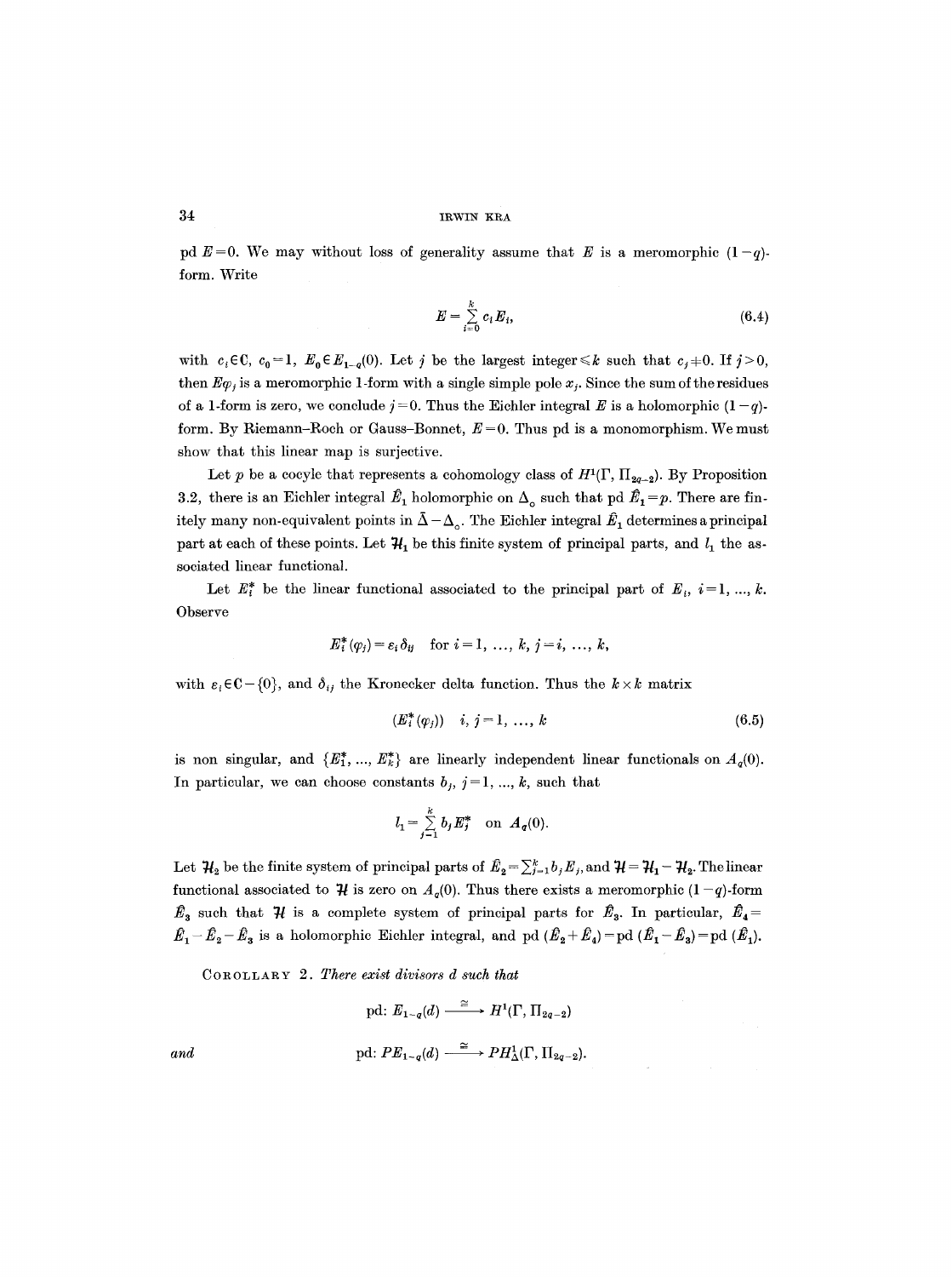pd $E=0$. We may without loss of generality assume that $E$ is a meromorphic $(1-q)$-form. Write

$$E = \sum_{i=0}^{k} c_i E_i, \tag{6.4}$$

with $c_i \in \mathbf{C}$, $c_0 = 1$, $E_0 \in E_{1-q}(0)$. Let $j$ be the largest integer $\leqslant k$ such that $c_j \neq 0$. If $j > 0$, then $E\varphi_j$ is a meromorphic 1-form with a single simple pole $x_j$. Since the sum of the residues of a 1-form is zero, we conclude $j=0$. Thus the Eichler integral $E$ is a holomorphic $(1-q)$-form. By Riemann–Roch or Gauss–Bonnet, $E=0$. Thus pd is a monomorphism. We must show that this linear map is surjective.

Let $p$ be a cocyle that represents a cohomology class of $H^1(\Gamma, \Pi_{2q-2})$. By Proposition 3.2, there is an Eichler integral $\hat{E}_1$ holomorphic on $\Delta_\circ$ such that pd $\hat{E}_1 = p$. There are finitely many non-equivalent points in $\bar{\Delta} - \Delta_\circ$. The Eichler integral $\hat{E}_1$ determines a principal part at each of these points. Let $\mathcal{H}_1$ be this finite system of principal parts, and $l_1$ the associated linear functional.

Let $E_i^*$ be the linear functional associated to the principal part of $E_i$, $i=1, \ldots, k$. Observe

$$E_i^*(\varphi_j) = \varepsilon_i \delta_{ij} \quad \text{for } i=1, \ldots, k,\ j=i, \ldots, k,$$

with $\varepsilon_i \in \mathbf{C} - \{0\}$, and $\delta_{ij}$ the Kronecker delta function. Thus the $k \times k$ matrix

$$(E_i^*(\varphi_j)) \quad i, j = 1, \ldots, k \tag{6.5}$$

is non singular, and $\{E_1^*, \ldots, E_k^*\}$ are linearly independent linear functionals on $A_q(0)$. In particular, we can choose constants $b_j$, $j=1, \ldots, k$, such that

$$l_1 = \sum_{j=1}^{k} b_j E_j^* \quad \text{on } A_q(0).$$

Let $\mathcal{H}_2$ be the finite system of principal parts of $\hat{E}_2 = \sum_{j=1}^{k} b_j E_j$, and $\mathcal{H} = \mathcal{H}_1 - \mathcal{H}_2$. The linear functional associated to $\mathcal{H}$ is zero on $A_q(0)$. Thus there exists a meromorphic $(1-q)$-form $\hat{E}_3$ such that $\mathcal{H}$ is a complete system of principal parts for $\hat{E}_3$. In particular, $\hat{E}_4 = \hat{E}_1 - \hat{E}_2 - \hat{E}_3$ is a holomorphic Eichler integral, and pd $(\hat{E}_2 + \hat{E}_4) = $ pd $(\hat{E}_1 - \hat{E}_3) = $ pd $(\hat{E}_1)$.

COROLLARY 2. *There exist divisors $d$ such that*

$$\text{pd}: E_{1-q}(d) \xrightarrow{\ \cong\ } H^1(\Gamma, \Pi_{2q-2})$$

*and*

$$\text{pd}: PE_{1-q}(d) \xrightarrow{\ \cong\ } PH^1_\Delta(\Gamma, \Pi_{2q-2}).$$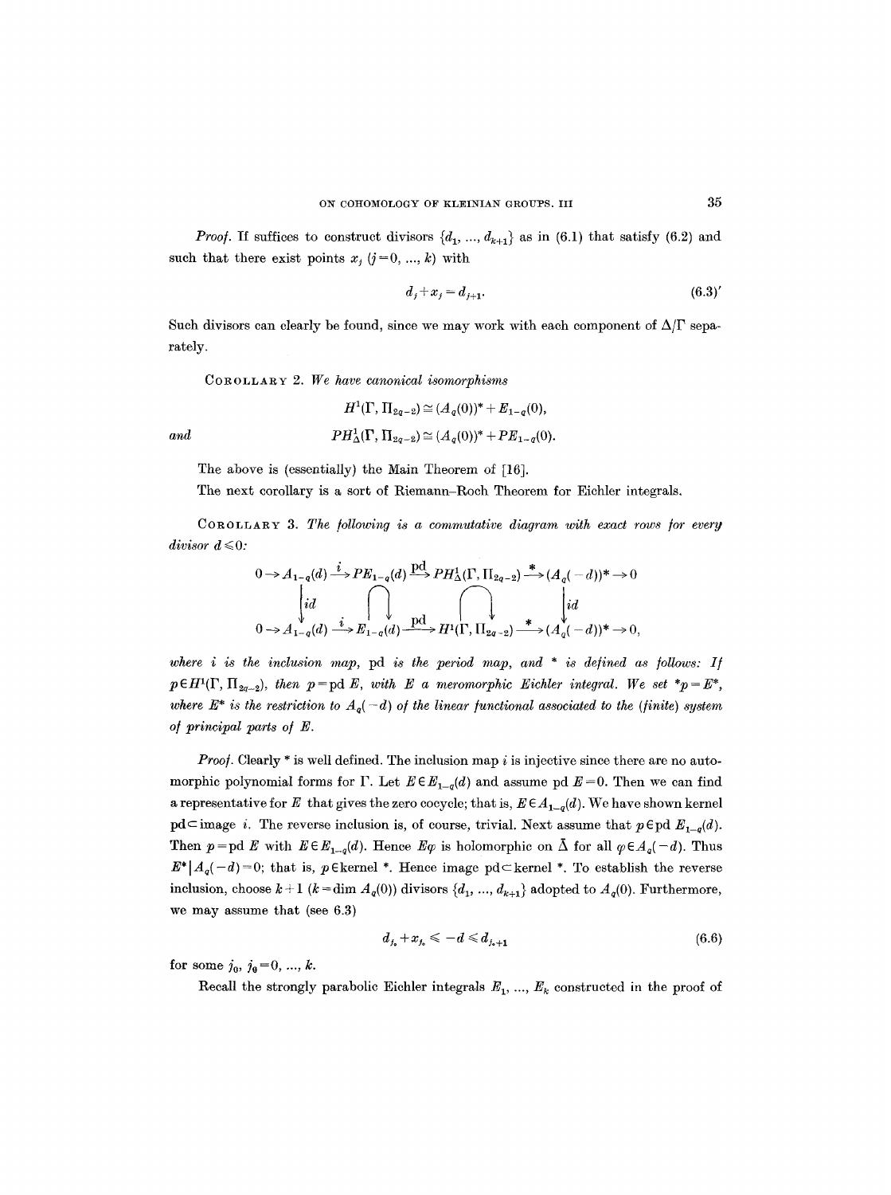*Proof.* If suffices to construct divisors $\{d_1, ..., d_{k+1}\}$ as in (6.1) that satisfy (6.2) and such that there exist points $x_j$ $(j=0, ..., k)$ with

$$d_j + x_j = d_{j+1}. \tag{6.3'}$$

Such divisors can clearly be found, since we may work with each component of $\Delta/\Gamma$ separately.

COROLLARY 2. *We have canonical isomorphisms*

$$H^1(\Gamma, \Pi_{2q-2}) \cong (A_q(0))^* + E_{1-q}(0),$$

*and*

$$PH^1_\Delta(\Gamma, \Pi_{2q-2}) \cong (A_q(0))^* + PE_{1-q}(0).$$

The above is (essentially) the Main Theorem of [16].

The next corollary is a sort of Riemann–Roch Theorem for Eichler integrals.

COROLLARY 3. *The following is a commutative diagram with exact rows for every divisor $d \leqslant 0$:*

$$\begin{array}{ccccccccc}
0 \to A_{1-q}(d) & \xrightarrow{i} & PE_{1-q}(d) & \xrightarrow{\text{pd}} & PH^1_\Delta(\Gamma, \Pi_{2q-2}) & \xrightarrow{*} & (A_q(-d))^* & \to 0 \\
\downarrow id & & \cap & & \cap & & \downarrow id & \\
0 \to A_{1-q}(d) & \xrightarrow{i} & E_{1-q}(d) & \xrightarrow{\text{pd}} & H^1(\Gamma, \Pi_{2q-2}) & \xrightarrow{*} & (A_q(-d))^* & \to 0,
\end{array}$$

*where $i$ is the inclusion map,* pd *is the period map, and $*$ is defined as follows: If $p \in H^1(\Gamma, \Pi_{2q-2})$, then $p = \text{pd}\, E$, with $E$ a meromorphic Eichler integral. We set $*p = E^*$, where $E^*$ is the restriction to $A_q(-d)$ of the linear functional associated to the (finite) system of principal parts of $E$.*

*Proof.* Clearly $*$ is well defined. The inclusion map $i$ is injective since there are no automorphic polynomial forms for $\Gamma$. Let $E \in E_{1-q}(d)$ and assume pd $E=0$. Then we can find a representative for $E$ that gives the zero cocycle; that is, $E \in A_{1-q}(d)$. We have shown kernel pd $\subset$ image $i$. The reverse inclusion is, of course, trivial. Next assume that $p \in \text{pd}\; E_{1-q}(d)$. Then $p = \text{pd}\, E$ with $E \in E_{1-q}(d)$. Hence $E\varphi$ is holomorphic on $\bar{\Delta}$ for all $\varphi \in A_q(-d)$. Thus $E^* | A_q(-d) = 0$; that is, $p \in$ kernel $*$. Hence image pd $\subset$ kernel $*$. To establish the reverse inclusion, choose $k+1$ ($k = \dim A_q(0)$) divisors $\{d_1, ..., d_{k+1}\}$ adopted to $A_q(0)$. Furthermore, we may assume that (see 6.3)

$$d_{j_0} + x_{j_0} \leqslant -d \leqslant d_{j_0+1} \tag{6.6}$$

for some $j_0$, $j_0 = 0, ..., k$.

Recall the strongly parabolic Eichler integrals $E_1, ..., E_k$ constructed in the proof of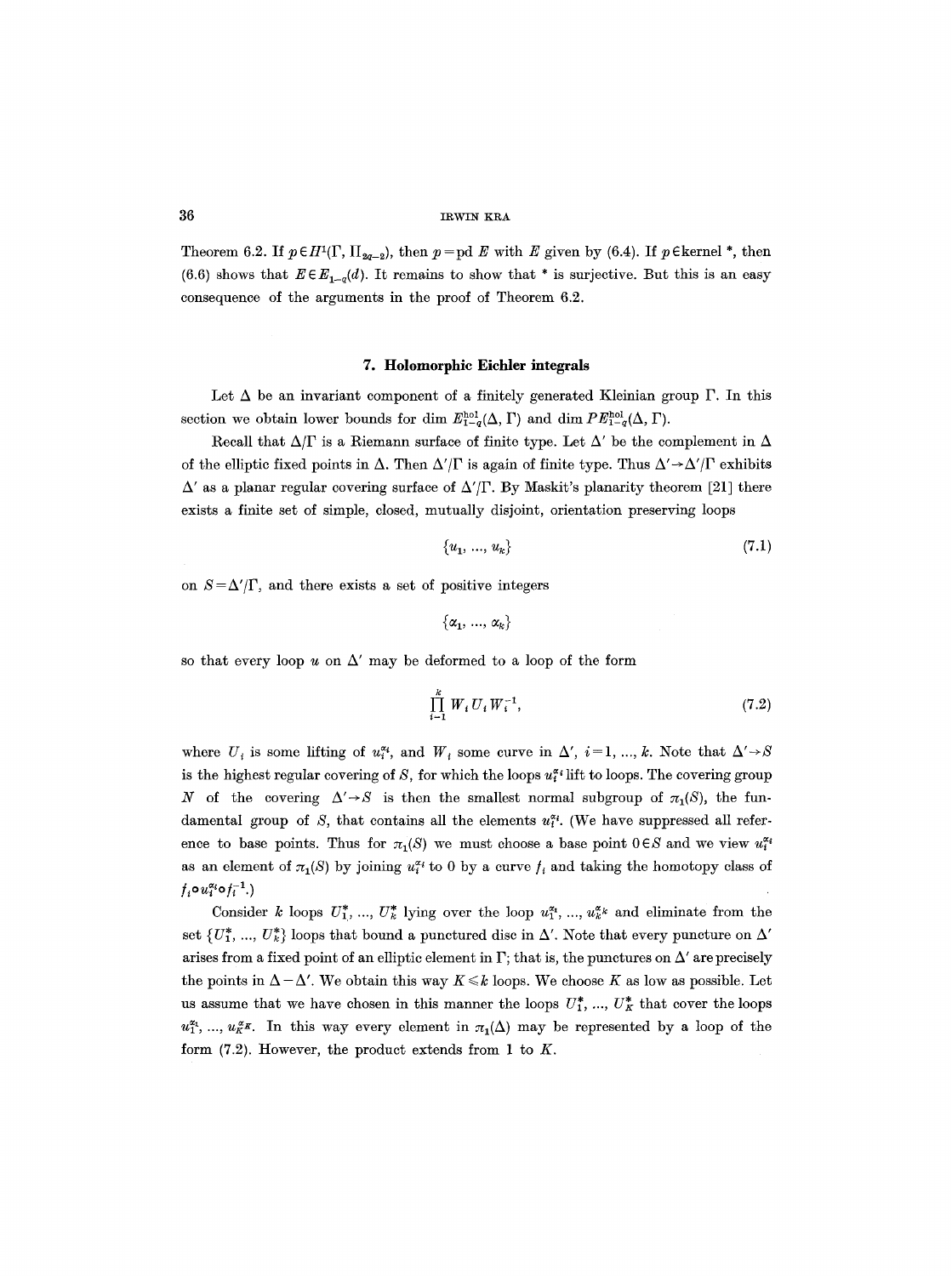Theorem 6.2. If $p \in H^1(\Gamma, \Pi_{2q-2})$, then $p = \text{pd } E$ with $E$ given by (6.4). If $p \in \text{kernel } *$, then (6.6) shows that $E \in E_{1-q}(d)$. It remains to show that $*$ is surjective. But this is an easy consequence of the arguments in the proof of Theorem 6.2.

## 7. Holomorphic Eichler integrals

Let $\Delta$ be an invariant component of a finitely generated Kleinian group $\Gamma$. In this section we obtain lower bounds for $\dim E_{1-q}^{\text{hol}}(\Delta, \Gamma)$ and $\dim PE_{1-q}^{\text{hol}}(\Delta, \Gamma)$.

Recall that $\Delta/\Gamma$ is a Riemann surface of finite type. Let $\Delta'$ be the complement in $\Delta$ of the elliptic fixed points in $\Delta$. Then $\Delta'/\Gamma$ is again of finite type. Thus $\Delta' \to \Delta'/\Gamma$ exhibits $\Delta'$ as a planar regular covering surface of $\Delta'/\Gamma$. By Maskit's planarity theorem [21] there exists a finite set of simple, closed, mutually disjoint, orientation preserving loops

$$\{u_1, \ldots, u_k\} \tag{7.1}$$

on $S = \Delta'/\Gamma$, and there exists a set of positive integers

$$\{\alpha_1, \ldots, \alpha_k\}$$

so that every loop $u$ on $\Delta'$ may be deformed to a loop of the form

$$\prod_{i=1}^{k} W_i U_i W_i^{-1}, \tag{7.2}$$

where $U_i$ is some lifting of $u_i^{\alpha_i}$, and $W_i$ some curve in $\Delta'$, $i = 1, \ldots, k$. Note that $\Delta' \to S$ is the highest regular covering of $S$, for which the loops $u_i^{\alpha_i}$ lift to loops. The covering group $N$ of the covering $\Delta' \to S$ is then the smallest normal subgroup of $\pi_1(S)$, the fundamental group of $S$, that contains all the elements $u_i^{\alpha_i}$. (We have suppressed all reference to base points. Thus for $\pi_1(S)$ we must choose a base point $0 \in S$ and we view $u_i^{\alpha_i}$ as an element of $\pi_1(S)$ by joining $u_i^{\alpha_i}$ to 0 by a curve $f_i$ and taking the homotopy class of $f_i \circ u_i^{\alpha_i} \circ f_i^{-1}$.)

Consider $k$ loops $U_1^*, \ldots, U_k^*$ lying over the loop $u_1^{\alpha_1}, \ldots, u_k^{\alpha_k}$ and eliminate from the set $\{U_1^*, \ldots, U_k^*\}$ loops that bound a punctured disc in $\Delta'$. Note that every puncture on $\Delta'$ arises from a fixed point of an elliptic element in $\Gamma$; that is, the punctures on $\Delta'$ are precisely the points in $\Delta - \Delta'$. We obtain this way $K \leq k$ loops. We choose $K$ as low as possible. Let us assume that we have chosen in this manner the loops $U_1^*, \ldots, U_K^*$ that cover the loops $u_1^{\alpha_1}, \ldots, u_K^{\alpha_K}$. In this way every element in $\pi_1(\Delta)$ may be represented by a loop of the form (7.2). However, the product extends from 1 to $K$.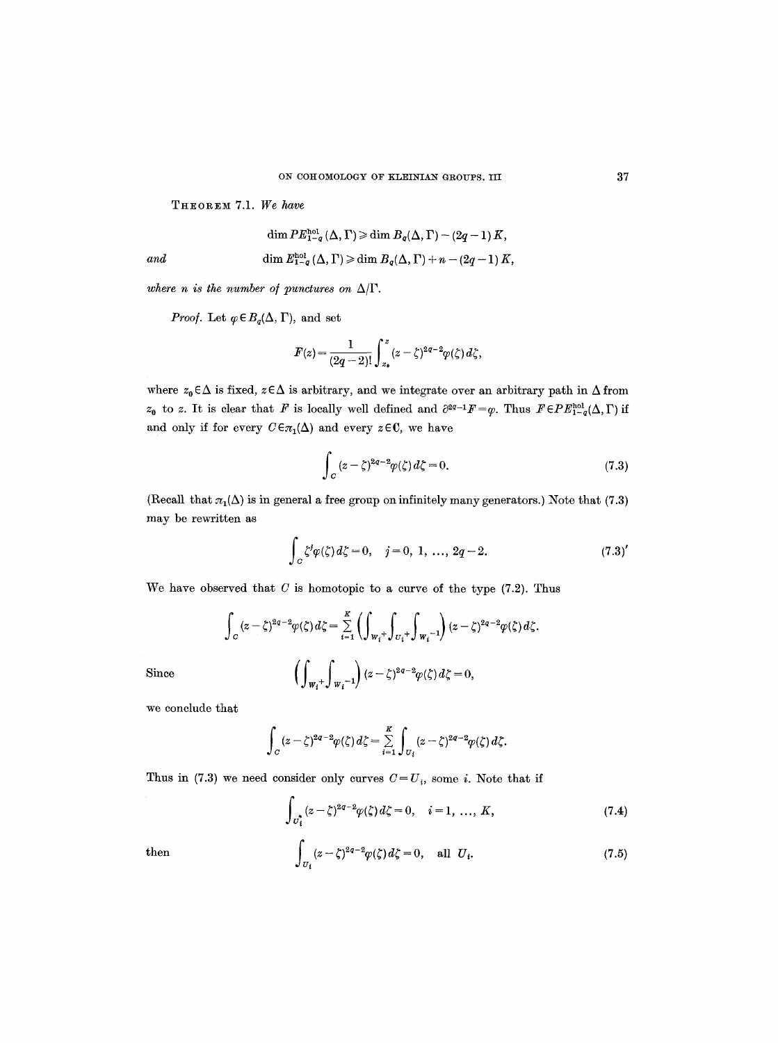**Theorem 7.1.** *We have*

$$\dim PE^{\text{hol}}_{1-q}(\Delta, \Gamma) \geqslant \dim B_q(\Delta, \Gamma) - (2q-1)K,$$

*and*

$$\dim E^{\text{hol}}_{1-q}(\Delta, \Gamma) \geqslant \dim B_q(\Delta, \Gamma) + n - (2q-1)K,$$

*where $n$ is the number of punctures on $\Delta/\Gamma$.*

*Proof.* Let $\varphi \in B_q(\Delta, \Gamma)$, and set

$$F(z) = \frac{1}{(2q-2)!}\int_{z_0}^{z} (z-\zeta)^{2q-2}\varphi(\zeta)\,d\zeta,$$

where $z_0 \in \Delta$ is fixed, $z \in \Delta$ is arbitrary, and we integrate over an arbitrary path in $\Delta$ from $z_0$ to $z$. It is clear that $F$ is locally well defined and $\partial^{2q-1}F = \varphi$. Thus $F \in PE^{\text{hol}}_{1-q}(\Delta, \Gamma)$ if and only if for every $C \in \pi_1(\Delta)$ and every $z \in \mathbf{C}$, we have

$$\int_C (z-\zeta)^{2q-2}\varphi(\zeta)\,d\zeta = 0. \tag{7.3}$$

(Recall that $\pi_1(\Delta)$ is in general a free group on infinitely many generators.) Note that (7.3) may be rewritten as

$$\int_C \zeta^j \varphi(\zeta)\,d\zeta = 0, \quad j = 0, 1, \ldots, 2q-2. \tag{7.3}'$$

We have observed that $C$ is homotopic to a curve of the type (7.2). Thus

$$\int_C (z-\zeta)^{2q-2}\varphi(\zeta)\,d\zeta = \sum_{i=1}^{K}\left(\int_{W_i} + \int_{U_i} + \int_{W_i^{-1}}\right)(z-\zeta)^{2q-2}\varphi(\zeta)\,d\zeta.$$

Since

$$\left(\int_{W_i} + \int_{W_i^{-1}}\right)(z-\zeta)^{2q-2}\varphi(\zeta)\,d\zeta = 0,$$

we conclude that

$$\int_C (z-\zeta)^{2q-2}\varphi(\zeta)\,d\zeta = \sum_{i=1}^{K}\int_{U_i}(z-\zeta)^{2q-2}\varphi(\zeta)\,d\zeta.$$

Thus in (7.3) we need consider only curves $C = U_i$, some $i$. Note that if

$$\int_{U_i^*}(z-\zeta)^{2q-2}\varphi(\zeta)\,d\zeta = 0, \quad i = 1, \ldots, K, \tag{7.4}$$

then

$$\int_{U_i}(z-\zeta)^{2q-2}\varphi(\zeta)\,d\zeta = 0, \quad \text{all } U_i. \tag{7.5}$$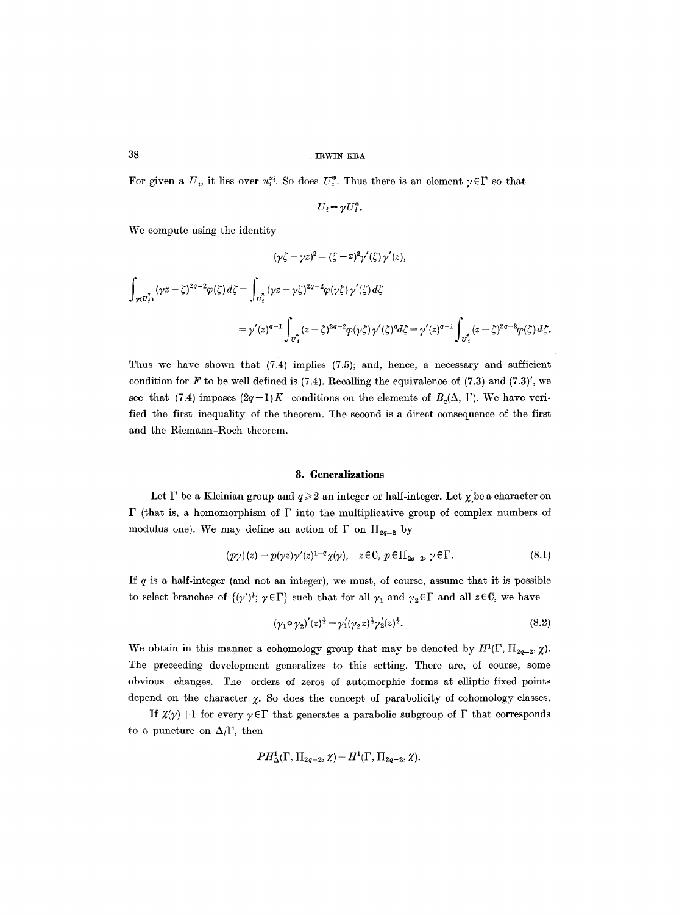For given a $U_i$, it lies over $u_i^{\alpha_i}$. So does $U_i^*$. Thus there is an element $\gamma \in \Gamma$ so that

$$U_i = \gamma U_i^*.$$

We compute using the identity

$$(\gamma\zeta - \gamma z)^2 = (\zeta - z)^2 \gamma'(\zeta)\gamma'(z),$$

$$\int_{\gamma(U_i^*)} (\gamma z - \zeta)^{2q-2} \varphi(\zeta)\, d\zeta = \int_{U_i^*} (\gamma z - \gamma\zeta)^{2q-2} \varphi(\gamma\zeta)\gamma'(\zeta)\, d\zeta$$

$$= \gamma'(z)^{q-1} \int_{U_i^*} (z-\zeta)^{2q-2} \varphi(\gamma\zeta)\gamma'(\zeta)^q d\zeta = \gamma'(z)^{q-1} \int_{U_i^*} (z-\zeta)^{2q-2} \varphi(\zeta)\, d\zeta.$$

Thus we have shown that (7.4) implies (7.5); and, hence, a necessary and sufficient condition for $F$ to be well defined is (7.4). Recalling the equivalence of (7.3) and (7.3)$'$, we see that (7.4) imposes $(2q-1)K$ conditions on the elements of $B_q(\Delta, \Gamma)$. We have verified the first inequality of the theorem. The second is a direct consequence of the first and the Riemann–Roch theorem.

## 8. Generalizations

Let $\Gamma$ be a Kleinian group and $q \geqslant 2$ an integer or half-integer. Let $\chi$ be a character on $\Gamma$ (that is, a homomorphism of $\Gamma$ into the multiplicative group of complex numbers of modulus one). We may define an action of $\Gamma$ on $\Pi_{2q-2}$ by

$$(p\gamma)(z) = p(\gamma z)\gamma'(z)^{1-q}\chi(\gamma), \quad z \in \mathbf{C},\ p \in \Pi_{2q-2},\ \gamma \in \Gamma. \tag{8.1}$$

If $q$ is a half-integer (and not an integer), we must, of course, assume that it is possible to select branches of $\{(\gamma')^{\frac{1}{2}};\ \gamma \in \Gamma\}$ such that for all $\gamma_1$ and $\gamma_2 \in \Gamma$ and all $z \in \mathbf{C}$, we have

$$(\gamma_1 \circ \gamma_2)'(z)^{\frac{1}{2}} = \gamma_1'(\gamma_2 z)^{\frac{1}{2}} \gamma_2'(z)^{\frac{1}{2}}. \tag{8.2}$$

We obtain in this manner a cohomology group that may be denoted by $H^1(\Gamma, \Pi_{2q-2}, \chi)$. The preceeding development generalizes to this setting. There are, of course, some obvious changes. The orders of zeros of automorphic forms at elliptic fixed points depend on the character $\chi$. So does the concept of parabolicity of cohomology classes.

If $\chi(\gamma) \neq 1$ for every $\gamma \in \Gamma$ that generates a parabolic subgroup of $\Gamma$ that corresponds to a puncture on $\Delta/\Gamma$, then

$$PH^1_\Delta(\Gamma, \Pi_{2q-2}, \chi) = H^1(\Gamma, \Pi_{2q-2}, \chi).$$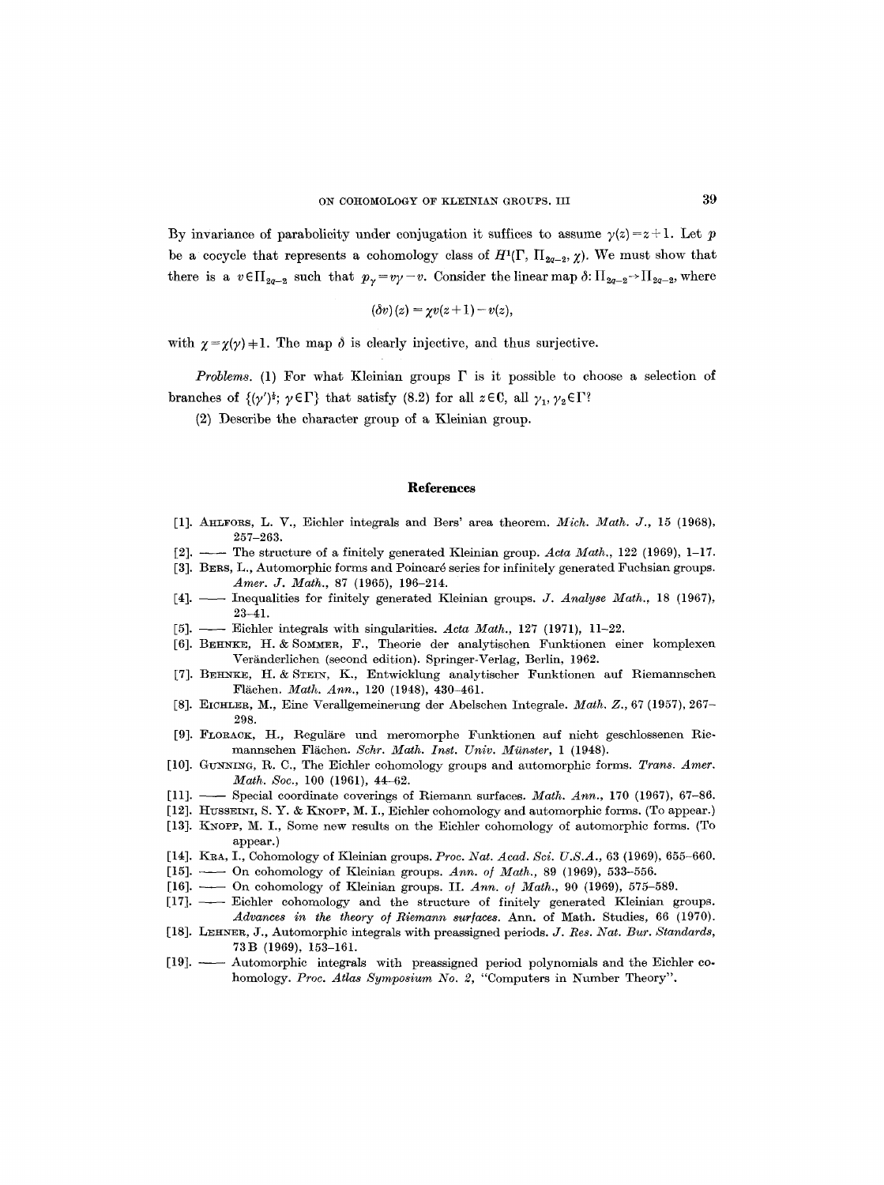By invariance of parabolicity under conjugation it suffices to assume $\gamma(z)=z+1$. Let $p$ be a cocycle that represents a cohomology class of $H^1(\Gamma, \Pi_{2q-2}, \chi)$. We must show that there is a $v \in \Pi_{2q-2}$ such that $p_\gamma = v\gamma - v$. Consider the linear map $\delta: \Pi_{2q-2} \to \Pi_{2q-2}$, where

$$(\delta v)(z) = \chi v(z+1) - v(z),$$

with $\chi = \chi(\gamma) \neq 1$. The map $\delta$ is clearly injective, and thus surjective.

*Problems.* (1) For what Kleinian groups $\Gamma$ is it possible to choose a selection of branches of $\{(\gamma')^{\frac{1}{2}};\ \gamma \in \Gamma\}$ that satisfy (8.2) for all $z \in \mathbf{C}$, all $\gamma_1, \gamma_2 \in \Gamma$?

(2) Describe the character group of a Kleinian group.

## References

[1]. Ahlfors, L. V., Eichler integrals and Bers' area theorem. *Mich. Math. J.*, 15 (1968), 257–263.

[2]. —— The structure of a finitely generated Kleinian group. *Acta Math.*, 122 (1969), 1–17.

[3]. Bers, L., Automorphic forms and Poincaré series for infinitely generated Fuchsian groups. *Amer. J. Math.*, 87 (1965), 196–214.

[4]. —— Inequalities for finitely generated Kleinian groups. *J. Analyse Math.*, 18 (1967), 23–41.

[5]. —— Eichler integrals with singularities. *Acta Math.*, 127 (1971), 11–22.

[6]. Behnke, H. & Sommer, F., Theorie der analytischen Funktionen einer komplexen Veränderlichen (second edition). Springer-Verlag, Berlin, 1962.

[7]. Behnke, H. & Stein, K., Entwicklung analytischer Funktionen auf Riemannschen Flächen. *Math. Ann.*, 120 (1948), 430–461.

[8]. Eichler, M., Eine Verallgemeinerung der Abelschen Integrale. *Math. Z.*, 67 (1957), 267–298.

[9]. Florack, H., Reguläre und meromorphe Funktionen auf nicht geschlossenen Riemannschen Flächen. *Schr. Math. Inst. Univ. Münster*, 1 (1948).

[10]. Gunning, R. C., The Eichler cohomology groups and automorphic forms. *Trans. Amer. Math. Soc.*, 100 (1961), 44–62.

[11]. —— Special coordinate coverings of Riemann surfaces. *Math. Ann.*, 170 (1967), 67–86.

[12]. Husseini, S. Y. & Knopp, M. I., Eichler cohomology and automorphic forms. (To appear.)

[13]. Knopp, M. I., Some new results on the Eichler cohomology of automorphic forms. (To appear.)

[14]. Kra, I., Cohomology of Kleinian groups. *Proc. Nat. Acad. Sci. U.S.A.*, 63 (1969), 655–660.

[15]. —— On cohomology of Kleinian groups. *Ann. of Math.*, 89 (1969), 533–556.

[16]. —— On cohomology of Kleinian groups. II. *Ann. of Math.*, 90 (1969), 575–589.

[17]. —— Eichler cohomology and the structure of finitely generated Kleinian groups. *Advances in the theory of Riemann surfaces*. Ann. of Math. Studies, 66 (1970).

[18]. Lehner, J., Automorphic integrals with preassigned periods. *J. Res. Nat. Bur. Standards*, 73B (1969), 153–161.

[19]. —— Automorphic integrals with preassigned period polynomials and the Eichler cohomology. *Proc. Atlas Symposium No. 2*, "Computers in Number Theory".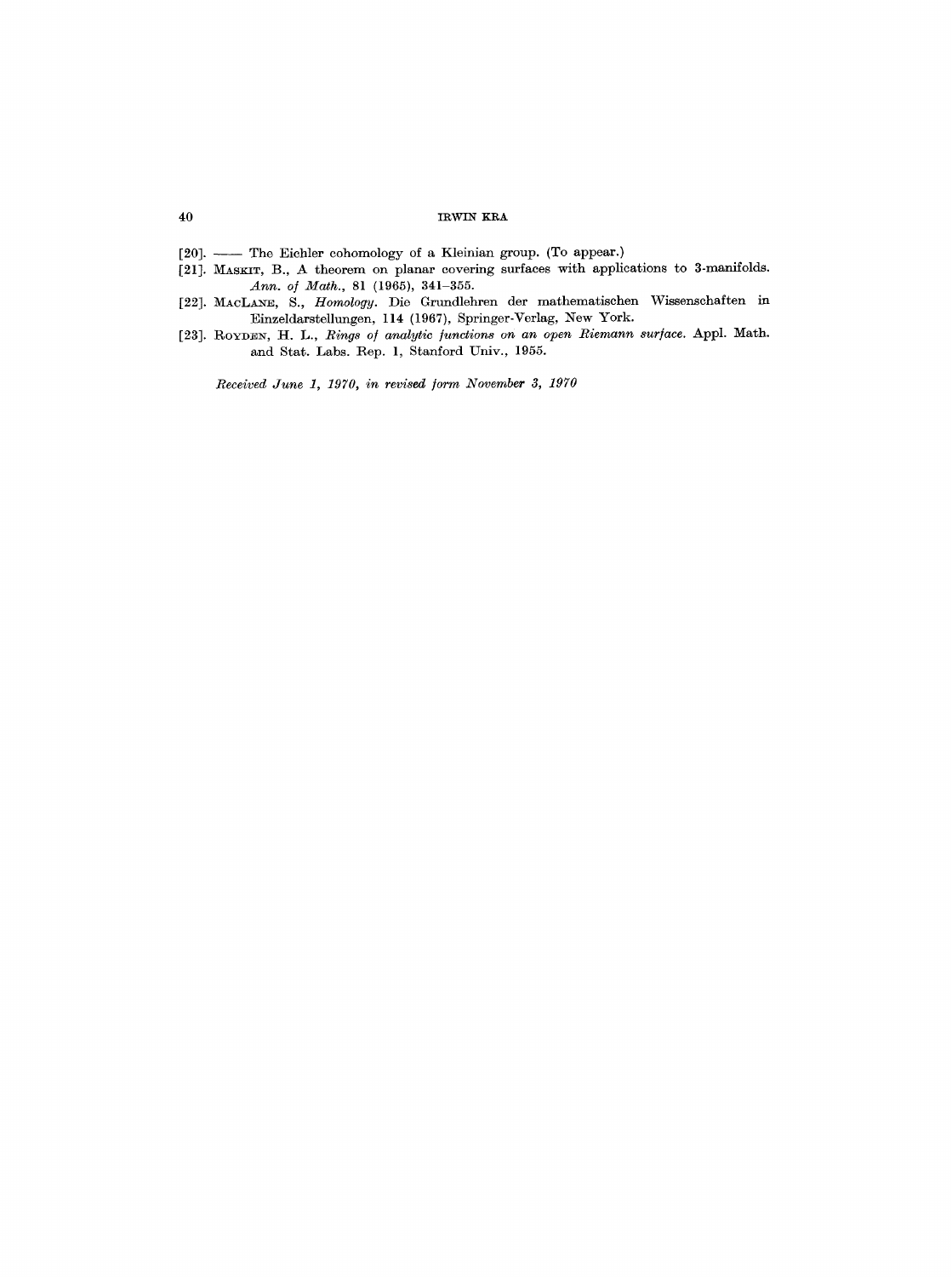[20]. —— The Eichler cohomology of a Kleinian group. (To appear.)

[21]. Maskit, B., A theorem on planar covering surfaces with applications to 3-manifolds. *Ann. of Math.*, 81 (1965), 341–355.

[22]. MacLane, S., *Homology*. Die Grundlehren der mathematischen Wissenschaften in Einzeldarstellungen, 114 (1967), Springer-Verlag, New York.

[23]. Royden, H. L., *Rings of analytic functions on an open Riemann surface.* Appl. Math. and Stat. Labs. Rep. 1, Stanford Univ., 1955.

*Received June 1, 1970, in revised form November 3, 1970*